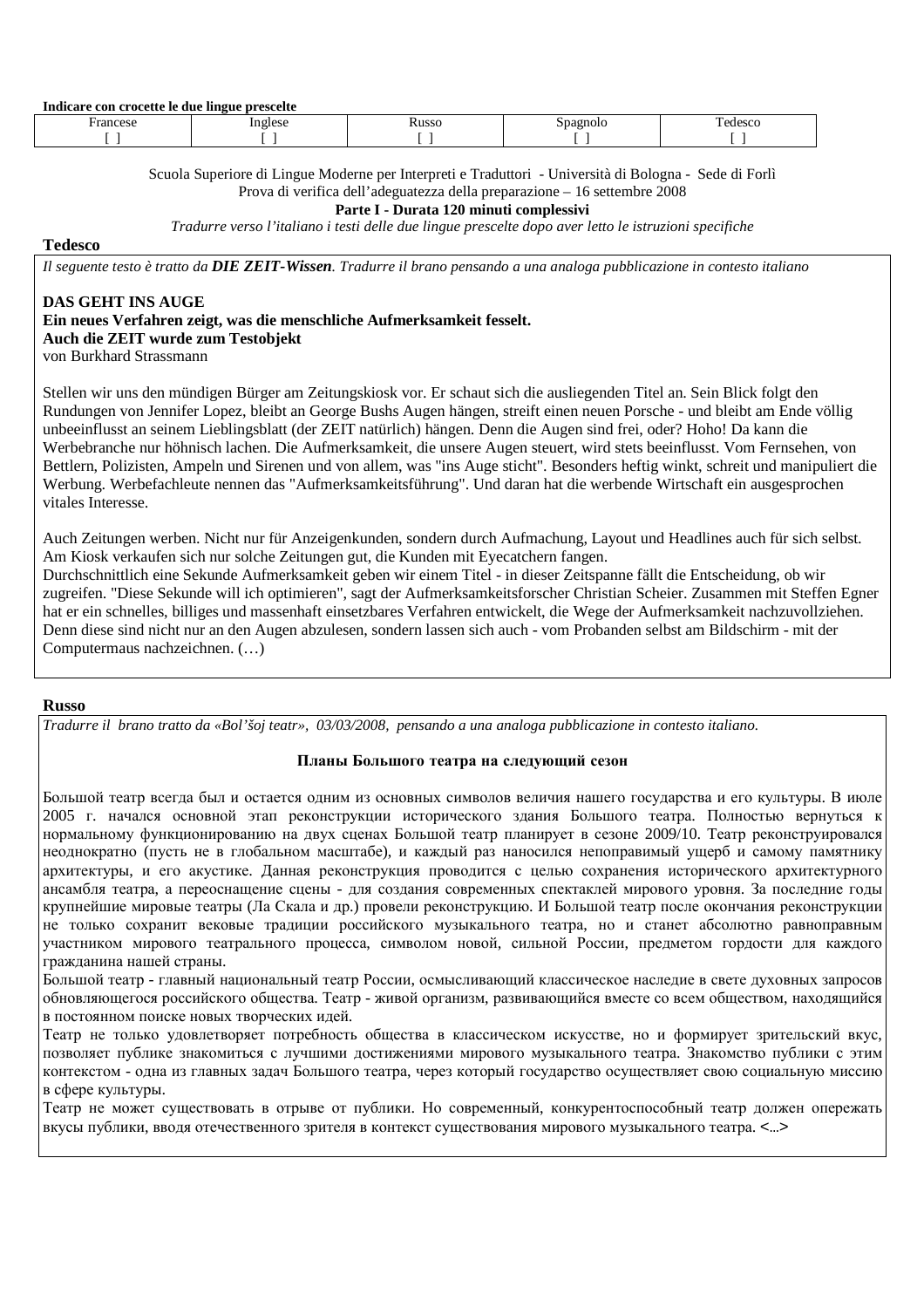**Indicare con crocette le due lingue prescelte**

| Francese | Inglese | Russo | Spagnolo | Tedesco |
| --- | --- | --- | --- | --- |
| [ ] | [ ] | [ ] | [ ] | [ ] |

Scuola Superiore di Lingue Moderne per Interpreti e Traduttori - Università di Bologna - Sede di Forlì
Prova di verifica dell'adeguatezza della preparazione – 16 settembre 2008

**Parte I - Durata 120 minuti complessivi**

*Tradurre verso l'italiano i testi delle due lingue prescelte dopo aver letto le istruzioni specifiche*

## Tedesco

*Il seguente testo è tratto da* ***DIE ZEIT-Wissen****. Tradurre il brano pensando a una analoga pubblicazione in contesto italiano*

**DAS GEHT INS AUGE**
**Ein neues Verfahren zeigt, was die menschliche Aufmerksamkeit fesselt.**
**Auch die ZEIT wurde zum Testobjekt**
von Burkhard Strassmann

Stellen wir uns den mündigen Bürger am Zeitungskiosk vor. Er schaut sich die ausliegenden Titel an. Sein Blick folgt den Rundungen von Jennifer Lopez, bleibt an George Bushs Augen hängen, streift einen neuen Porsche - und bleibt am Ende völlig unbeeinflusst an seinem Lieblingsblatt (der ZEIT natürlich) hängen. Denn die Augen sind frei, oder? Hoho! Da kann die Werbebranche nur höhnisch lachen. Die Aufmerksamkeit, die unsere Augen steuert, wird stets beeinflusst. Vom Fernsehen, von Bettlern, Polizisten, Ampeln und Sirenen und von allem, was "ins Auge sticht". Besonders heftig winkt, schreit und manipuliert die Werbung. Werbefachleute nennen das "Aufmerksamkeitsführung". Und daran hat die werbende Wirtschaft ein ausgesprochen vitales Interesse.

Auch Zeitungen werben. Nicht nur für Anzeigenkunden, sondern durch Aufmachung, Layout und Headlines auch für sich selbst. Am Kiosk verkaufen sich nur solche Zeitungen gut, die Kunden mit Eyecatchern fangen.
Durchschnittlich eine Sekunde Aufmerksamkeit geben wir einem Titel - in dieser Zeitspanne fällt die Entscheidung, ob wir zugreifen. "Diese Sekunde will ich optimieren", sagt der Aufmerksamkeitsforscher Christian Scheier. Zusammen mit Steffen Egner hat er ein schnelles, billiges und massenhaft einsetzbares Verfahren entwickelt, die Wege der Aufmerksamkeit nachzuvollziehen. Denn diese sind nicht nur an den Augen abzulesen, sondern lassen sich auch - vom Probanden selbst am Bildschirm - mit der Computermaus nachzeichnen. (…)

## Russo

*Tradurre il brano tratto da «Bol'šoj teatr», 03/03/2008, pensando a una analoga pubblicazione in contesto italiano.*

**Планы Большого театра на следующий сезон**

Большой театр всегда был и остается одним из основных символов величия нашего государства и его культуры. В июле 2005 г. начался основной этап реконструкции исторического здания Большого театра. Полностью вернуться к нормальному функционированию на двух сценах Большой театр планирует в сезоне 2009/10. Театр реконструировался неоднократно (пусть не в глобальном масштабе), и каждый раз наносился непоправимый ущерб и самому памятнику архитектуры, и его акустике. Данная реконструкция проводится с целью сохранения исторического архитектурного ансамбля театра, а переоснащение сцены - для создания современных спектаклей мирового уровня. За последние годы крупнейшие мировые театры (Ла Скала и др.) провели реконструкцию. И Большой театр после окончания реконструкции не только сохранит вековые традиции российского музыкального театра, но и станет абсолютно равноправным участником мирового театрального процесса, символом новой, сильной России, предметом гордости для каждого гражданина нашей страны.
Большой театр - главный национальный театр России, осмысливающий классическое наследие в свете духовных запросов обновляющегося российского общества. Театр - живой организм, развивающийся вместе со всем обществом, находящийся в постоянном поиске новых творческих идей.
Театр не только удовлетворяет потребность общества в классическом искусстве, но и формирует зрительский вкус, позволяет публике знакомиться с лучшими достижениями мирового музыкального театра. Знакомство публики с этим контекстом - одна из главных задач Большого театра, через который государство осуществляет свою социальную миссию в сфере культуры.
Театр не может существовать в отрыве от публики. Но современный, конкурентоспособный театр должен опережать вкусы публики, вводя отечественного зрителя в контекст существования мирового музыкального театра. <...>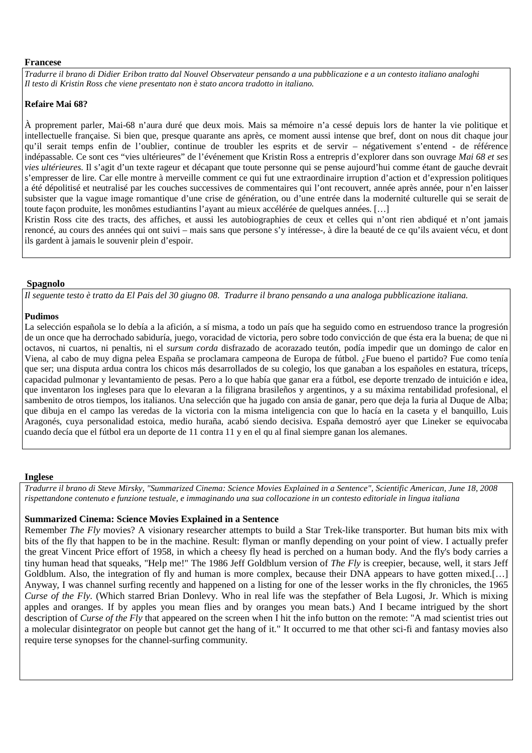**Francese**

*Tradurre il brano di Didier Eribon tratto dal Nouvel Observateur pensando a una pubblicazione e a un contesto italiano analoghi*
*Il testo di Kristin Ross che viene presentato non è stato ancora tradotto in italiano.*

**Refaire Mai 68?**

À proprement parler, Mai-68 n'aura duré que deux mois. Mais sa mémoire n'a cessé depuis lors de hanter la vie politique et intellectuelle française. Si bien que, presque quarante ans après, ce moment aussi intense que bref, dont on nous dit chaque jour qu'il serait temps enfin de l'oublier, continue de troubler les esprits et de servir – négativement s'entend - de référence indépassable. Ce sont ces "vies ultérieures" de l'événement que Kristin Ross a entrepris d'explorer dans son ouvrage *Mai 68 et ses vies ultérieures*. Il s'agit d'un texte rageur et décapant que toute personne qui se pense aujourd'hui comme étant de gauche devrait s'empresser de lire. Car elle montre à merveille comment ce qui fut une extraordinaire irruption d'action et d'expression politiques a été dépolitisé et neutralisé par les couches successives de commentaires qui l'ont recouvert, année après année, pour n'en laisser subsister que la vague image romantique d'une crise de génération, ou d'une entrée dans la modernité culturelle qui se serait de toute façon produite, les monômes estudiantins l'ayant au mieux accélérée de quelques années. […]
Kristin Ross cite des tracts, des affiches, et aussi les autobiographies de ceux et celles qui n'ont rien abdiqué et n'ont jamais renoncé, au cours des années qui ont suivi – mais sans que persone s'y intéresse-, à dire la beauté de ce qu'ils avaient vécu, et dont ils gardent à jamais le souvenir plein d'espoir.

**Spagnolo**

*Il seguente testo è tratto da El Pais del 30 giugno 08. Tradurre il brano pensando a una analoga pubblicazione italiana.*

**Pudimos**

La selección española se lo debía a la afición, a sí misma, a todo un país que ha seguido como en estruendoso trance la progresión de un once que ha derrochado sabiduría, juego, voracidad de victoria, pero sobre todo convicción de que ésta era la buena; de que ni octavos, ni cuartos, ni penaltis, ni el *sursum corda* disfrazado de acorazado teutón, podía impedir que un domingo de calor en Viena, al cabo de muy digna pelea España se proclamara campeona de Europa de fútbol. ¿Fue bueno el partido? Fue como tenía que ser; una disputa ardua contra los chicos más desarrollados de su colegio, los que ganaban a los españoles en estatura, tríceps, capacidad pulmonar y levantamiento de pesas. Pero a lo que había que ganar era a fútbol, ese deporte trenzado de intuición e idea, que inventaron los ingleses para que lo elevaran a la filigrana brasileños y argentinos, y a su máxima rentabilidad profesional, el sambenito de otros tiempos, los italianos. Una selección que ha jugado con ansia de ganar, pero que deja la furia al Duque de Alba; que dibuja en el campo las veredas de la victoria con la misma inteligencia con que lo hacía en la caseta y el banquillo, Luis Aragonés, cuya personalidad estoica, medio huraña, acabó siendo decisiva. España demostró ayer que Lineker se equivocaba cuando decía que el fútbol era un deporte de 11 contra 11 y en el qu al final siempre ganan los alemanes.

**Inglese**

*Tradurre il brano di Steve Mirsky, "Summarized Cinema: Science Movies Explained in a Sentence", Scientific American, June 18, 2008 rispettandone contenuto e funzione testuale, e immaginando una sua collocazione in un contesto editoriale in lingua italiana*

**Summarized Cinema: Science Movies Explained in a Sentence**

Remember *The Fly* movies? A visionary researcher attempts to build a Star Trek-like transporter. But human bits mix with bits of the fly that happen to be in the machine. Result: flyman or manfly depending on your point of view. I actually prefer the great Vincent Price effort of 1958, in which a cheesy fly head is perched on a human body. And the fly's body carries a tiny human head that squeaks, "Help me!" The 1986 Jeff Goldblum version of *The Fly* is creepier, because, well, it stars Jeff Goldblum. Also, the integration of fly and human is more complex, because their DNA appears to have gotten mixed.[…]
Anyway, I was channel surfing recently and happened on a listing for one of the lesser works in the fly chronicles, the 1965 *Curse of the Fly*. (Which starred Brian Donlevy. Who in real life was the stepfather of Bela Lugosi, Jr. Which is mixing apples and oranges. If by apples you mean flies and by oranges you mean bats.) And I became intrigued by the short description of *Curse of the Fly* that appeared on the screen when I hit the info button on the remote: "A mad scientist tries out a molecular disintegrator on people but cannot get the hang of it." It occurred to me that other sci-fi and fantasy movies also require terse synopses for the channel-surfing community.